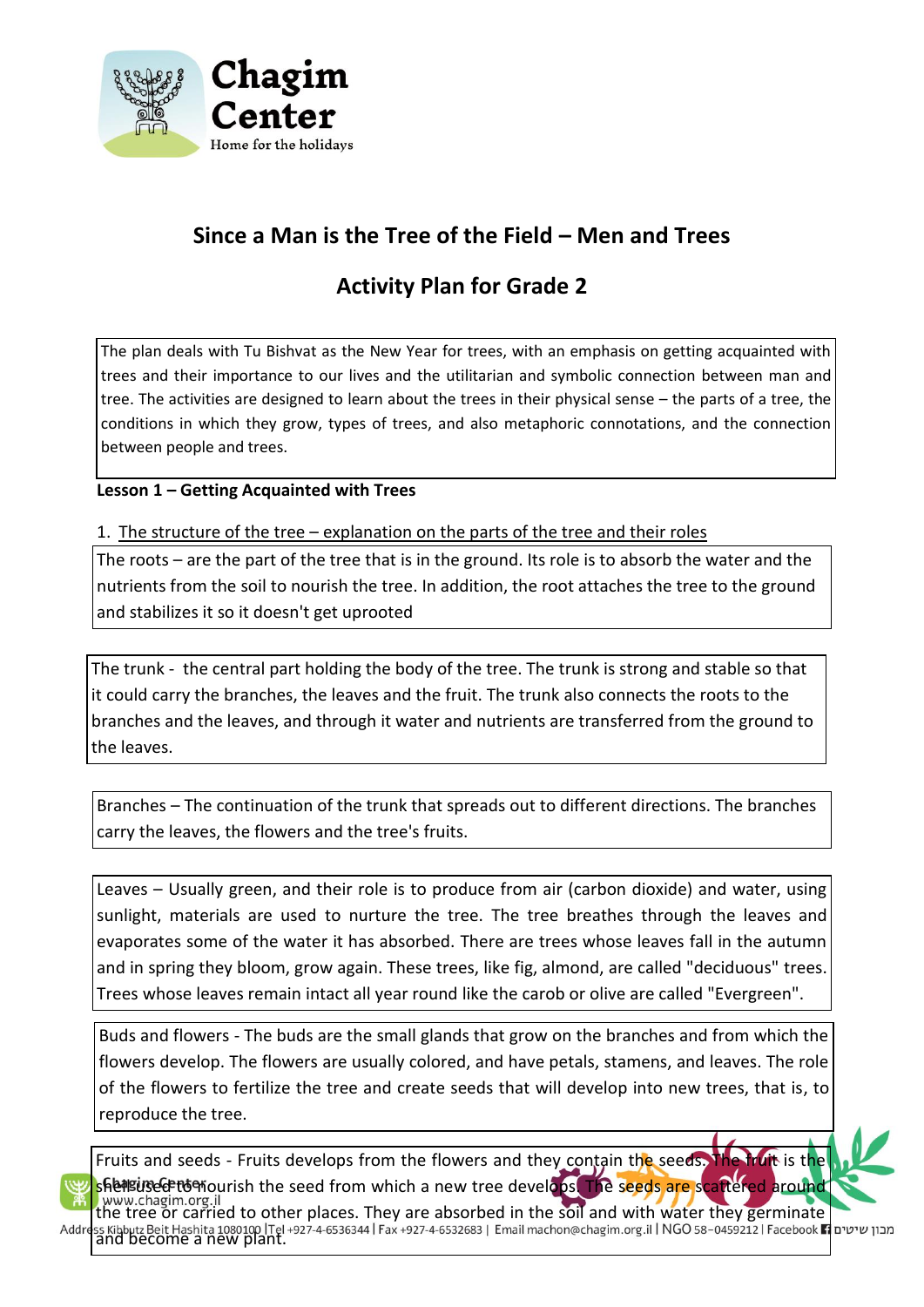## Since a Man is the Tree of the Field – Men and Trees

## Activity Plan for Grade 2

The plan deals with Tu Bishvat as the New Year for trees, with an emphasis on getting acquainted with trees and their importance to our lives and the utilitarian and symbolic connection between man and tree. The activities are designed to learn about the trees in their physical sense – the parts of a tree, the conditions in which they grow, types of trees, and also metaphoric connotations, and the connection between people and trees.

**Lesson 1 – Getting Acquainted with Trees**

1. The structure of the tree – explanation on the parts of the tree and their roles

The roots – are the part of the tree that is in the ground. Its role is to absorb the water and the nutrients from the soil to nourish the tree. In addition, the root attaches the tree to the ground and stabilizes it so it doesn't get uprooted

The trunk - the central part holding the body of the tree. The trunk is strong and stable so that it could carry the branches, the leaves and the fruit. The trunk also connects the roots to the branches and the leaves, and through it water and nutrients are transferred from the ground to the leaves.

Branches – The continuation of the trunk that spreads out to different directions. The branches carry the leaves, the flowers and the tree's fruits.

Leaves – Usually green, and their role is to produce from air (carbon dioxide) and water, using sunlight, materials are used to nurture the tree. The tree breathes through the leaves and evaporates some of the water it has absorbed. There are trees whose leaves fall in the autumn and in spring they bloom, grow again. These trees, like fig, almond, are called "deciduous" trees. Trees whose leaves remain intact all year round like the carob or olive are called "Evergreen".

Buds and flowers - The buds are the small glands that grow on the branches and from which the flowers develop. The flowers are usually colored, and have petals, stamens, and leaves. The role of the flowers to fertilize the tree and create seeds that will develop into new trees, that is, to reproduce the tree.

Fruits and seeds - Fruits develops from the flowers and they contain the seeds. The fruit is the shell used to nourish the seed from which a new tree develops. The seeds are scattered around the tree or carried to other places. They are absorbed in the soil and with water they germinate and become a new plant.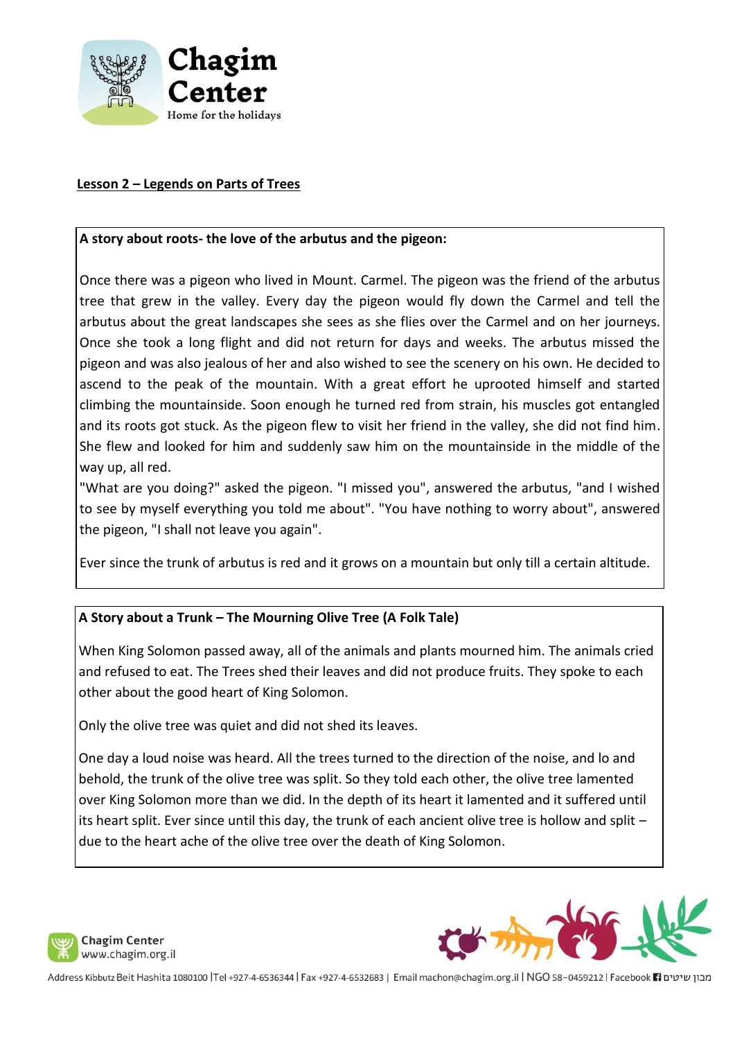**Lesson 2 – Legends on Parts of Trees**

**A story about roots- the love of the arbutus and the pigeon:**

Once there was a pigeon who lived in Mount. Carmel. The pigeon was the friend of the arbutus tree that grew in the valley. Every day the pigeon would fly down the Carmel and tell the arbutus about the great landscapes she sees as she flies over the Carmel and on her journeys. Once she took a long flight and did not return for days and weeks. The arbutus missed the pigeon and was also jealous of her and also wished to see the scenery on his own. He decided to ascend to the peak of the mountain. With a great effort he uprooted himself and started climbing the mountainside. Soon enough he turned red from strain, his muscles got entangled and its roots got stuck. As the pigeon flew to visit her friend in the valley, she did not find him. She flew and looked for him and suddenly saw him on the mountainside in the middle of the way up, all red.

"What are you doing?" asked the pigeon. "I missed you", answered the arbutus, "and I wished to see by myself everything you told me about". "You have nothing to worry about", answered the pigeon, "I shall not leave you again".

Ever since the trunk of arbutus is red and it grows on a mountain but only till a certain altitude.

**A Story about a Trunk – The Mourning Olive Tree (A Folk Tale)**

When King Solomon passed away, all of the animals and plants mourned him. The animals cried and refused to eat. The Trees shed their leaves and did not produce fruits. They spoke to each other about the good heart of King Solomon.

Only the olive tree was quiet and did not shed its leaves.

One day a loud noise was heard. All the trees turned to the direction of the noise, and lo and behold, the trunk of the olive tree was split. So they told each other, the olive tree lamented over King Solomon more than we did. In the depth of its heart it lamented and it suffered until its heart split. Ever since until this day, the trunk of each ancient olive tree is hollow and split – due to the heart ache of the olive tree over the death of King Solomon.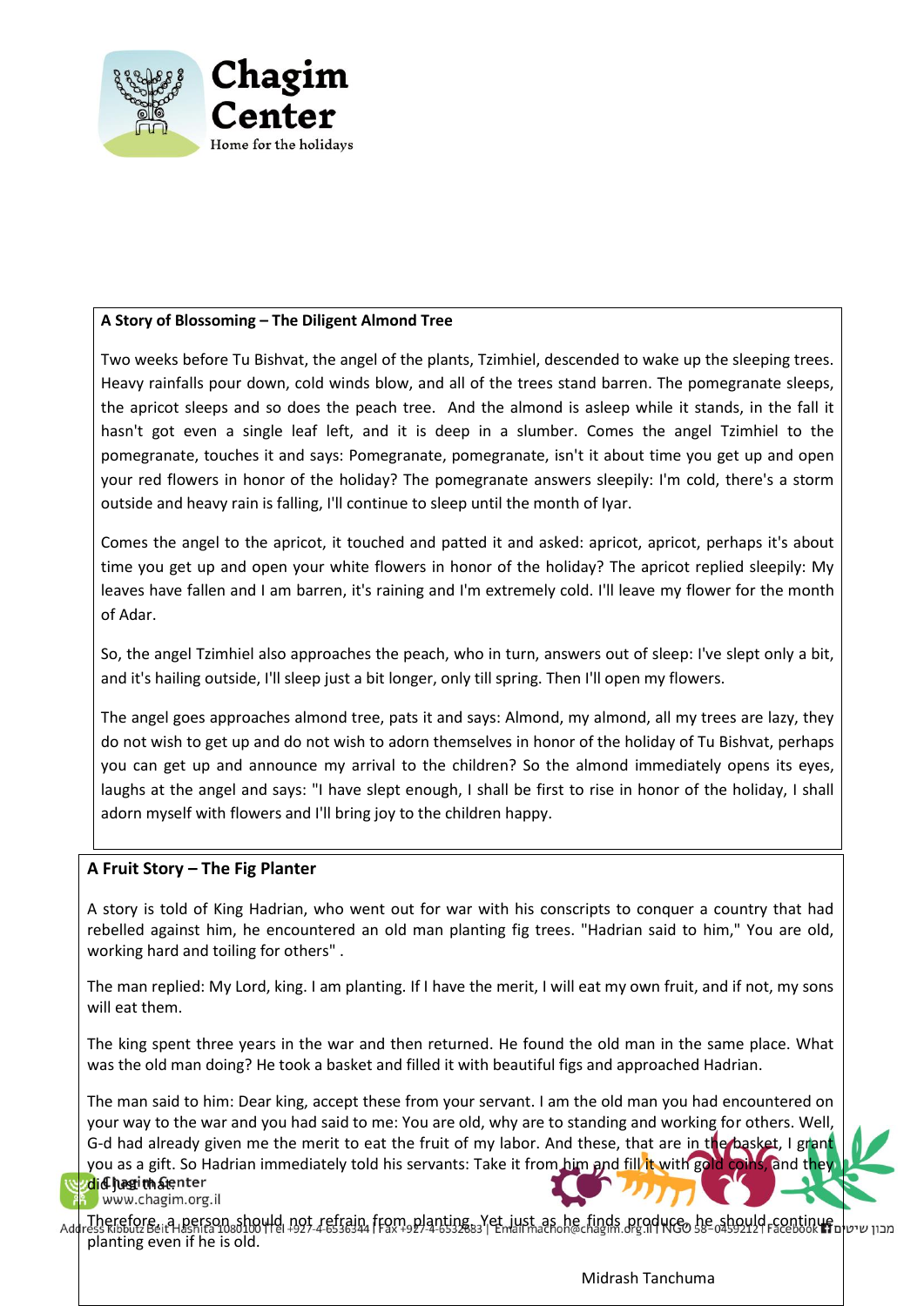## A Story of Blossoming – The Diligent Almond Tree

Two weeks before Tu Bishvat, the angel of the plants, Tzimhiel, descended to wake up the sleeping trees. Heavy rainfalls pour down, cold winds blow, and all of the trees stand barren. The pomegranate sleeps, the apricot sleeps and so does the peach tree. And the almond is asleep while it stands, in the fall it hasn't got even a single leaf left, and it is deep in a slumber. Comes the angel Tzimhiel to the pomegranate, touches it and says: Pomegranate, pomegranate, isn't it about time you get up and open your red flowers in honor of the holiday? The pomegranate answers sleepily: I'm cold, there's a storm outside and heavy rain is falling, I'll continue to sleep until the month of Iyar.

Comes the angel to the apricot, it touched and patted it and asked: apricot, apricot, perhaps it's about time you get up and open your white flowers in honor of the holiday? The apricot replied sleepily: My leaves have fallen and I am barren, it's raining and I'm extremely cold. I'll leave my flower for the month of Adar.

So, the angel Tzimhiel also approaches the peach, who in turn, answers out of sleep: I've slept only a bit, and it's hailing outside, I'll sleep just a bit longer, only till spring. Then I'll open my flowers.

The angel goes approaches almond tree, pats it and says: Almond, my almond, all my trees are lazy, they do not wish to get up and do not wish to adorn themselves in honor of the holiday of Tu Bishvat, perhaps you can get up and announce my arrival to the children? So the almond immediately opens its eyes, laughs at the angel and says: "I have slept enough, I shall be first to rise in honor of the holiday, I shall adorn myself with flowers and I'll bring joy to the children happy.

## A Fruit Story – The Fig Planter

A story is told of King Hadrian, who went out for war with his conscripts to conquer a country that had rebelled against him, he encountered an old man planting fig trees. "Hadrian said to him," You are old, working hard and toiling for others" .

The man replied: My Lord, king. I am planting. If I have the merit, I will eat my own fruit, and if not, my sons will eat them.

The king spent three years in the war and then returned. He found the old man in the same place. What was the old man doing? He took a basket and filled it with beautiful figs and approached Hadrian.

The man said to him: Dear king, accept these from your servant. I am the old man you had encountered on your way to the war and you had said to me: You are old, why are to standing and working for others. Well, G-d had already given me the merit to eat the fruit of my labor. And these, that are in the basket, I grant you as a gift. So Hadrian immediately told his servants: Take it from him and fill it with gold coins, and they did just that.

Therefore, a person should not refrain from planting. Yet just as he finds produce, he should continue planting even if he is old.

Midrash Tanchuma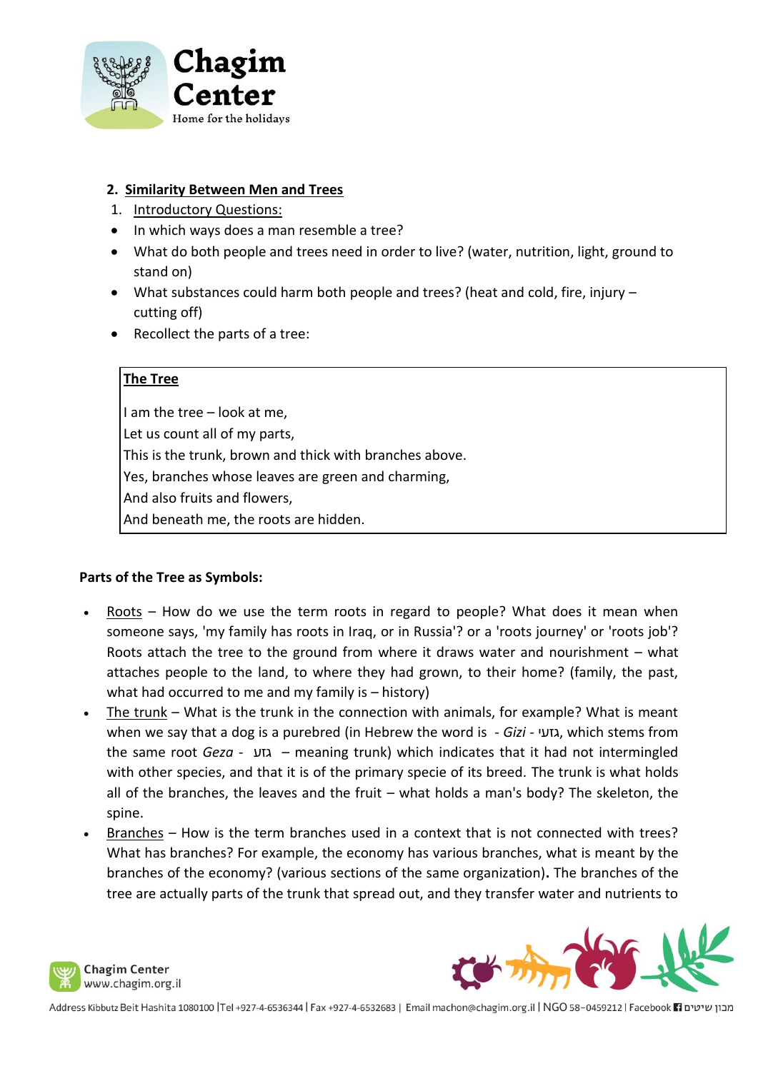## 2. Similarity Between Men and Trees

1. Introductory Questions:

- In which ways does a man resemble a tree?
- What do both people and trees need in order to live? (water, nutrition, light, ground to stand on)
- What substances could harm both people and trees? (heat and cold, fire, injury – cutting off)
- Recollect the parts of a tree:

> **The Tree**
>
> I am the tree – look at me,
> Let us count all of my parts,
> This is the trunk, brown and thick with branches above.
> Yes, branches whose leaves are green and charming,
> And also fruits and flowers,
> And beneath me, the roots are hidden.

**Parts of the Tree as Symbols:**

- Roots – How do we use the term roots in regard to people? What does it mean when someone says, 'my family has roots in Iraq, or in Russia'? or a 'roots journey' or 'roots job'? Roots attach the tree to the ground from where it draws water and nourishment – what attaches people to the land, to where they had grown, to their home? (family, the past, what had occurred to me and my family is – history)
- The trunk – What is the trunk in the connection with animals, for example? What is meant when we say that a dog is a purebred (in Hebrew the word is - *Gizi* - גזעי, which stems from the same root *Geza* - גזע – meaning trunk) which indicates that it had not intermingled with other species, and that it is of the primary specie of its breed. The trunk is what holds all of the branches, the leaves and the fruit – what holds a man's body? The skeleton, the spine.
- Branches – How is the term branches used in a context that is not connected with trees? What has branches? For example, the economy has various branches, what is meant by the branches of the economy? (various sections of the same organization). The branches of the tree are actually parts of the trunk that spread out, and they transfer water and nutrients to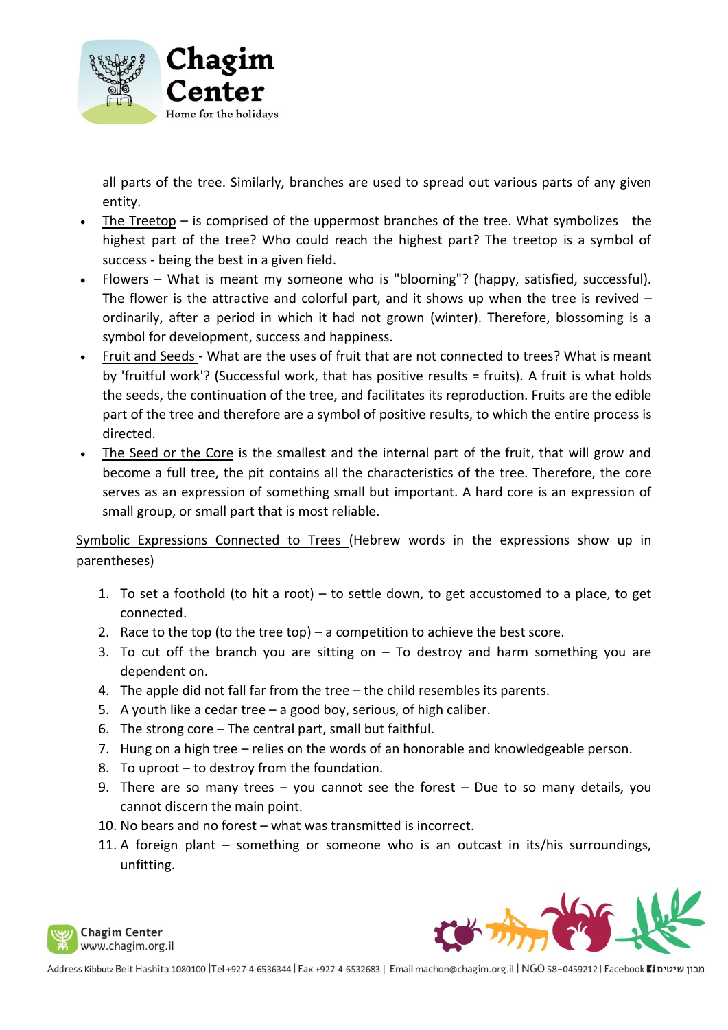all parts of the tree. Similarly, branches are used to spread out various parts of any given entity.

- The Treetop – is comprised of the uppermost branches of the tree. What symbolizes the highest part of the tree? Who could reach the highest part? The treetop is a symbol of success - being the best in a given field.
- Flowers – What is meant my someone who is "blooming"? (happy, satisfied, successful). The flower is the attractive and colorful part, and it shows up when the tree is revived – ordinarily, after a period in which it had not grown (winter). Therefore, blossoming is a symbol for development, success and happiness.
- Fruit and Seeds - What are the uses of fruit that are not connected to trees? What is meant by 'fruitful work'? (Successful work, that has positive results = fruits). A fruit is what holds the seeds, the continuation of the tree, and facilitates its reproduction. Fruits are the edible part of the tree and therefore are a symbol of positive results, to which the entire process is directed.
- The Seed or the Core is the smallest and the internal part of the fruit, that will grow and become a full tree, the pit contains all the characteristics of the tree. Therefore, the core serves as an expression of something small but important. A hard core is an expression of small group, or small part that is most reliable.

Symbolic Expressions Connected to Trees (Hebrew words in the expressions show up in parentheses)

1. To set a foothold (to hit a root) – to settle down, to get accustomed to a place, to get connected.
2. Race to the top (to the tree top) – a competition to achieve the best score.
3. To cut off the branch you are sitting on – To destroy and harm something you are dependent on.
4. The apple did not fall far from the tree – the child resembles its parents.
5. A youth like a cedar tree – a good boy, serious, of high caliber.
6. The strong core – The central part, small but faithful.
7. Hung on a high tree – relies on the words of an honorable and knowledgeable person.
8. To uproot – to destroy from the foundation.
9. There are so many trees – you cannot see the forest – Due to so many details, you cannot discern the main point.
10. No bears and no forest – what was transmitted is incorrect.
11. A foreign plant – something or someone who is an outcast in its/his surroundings, unfitting.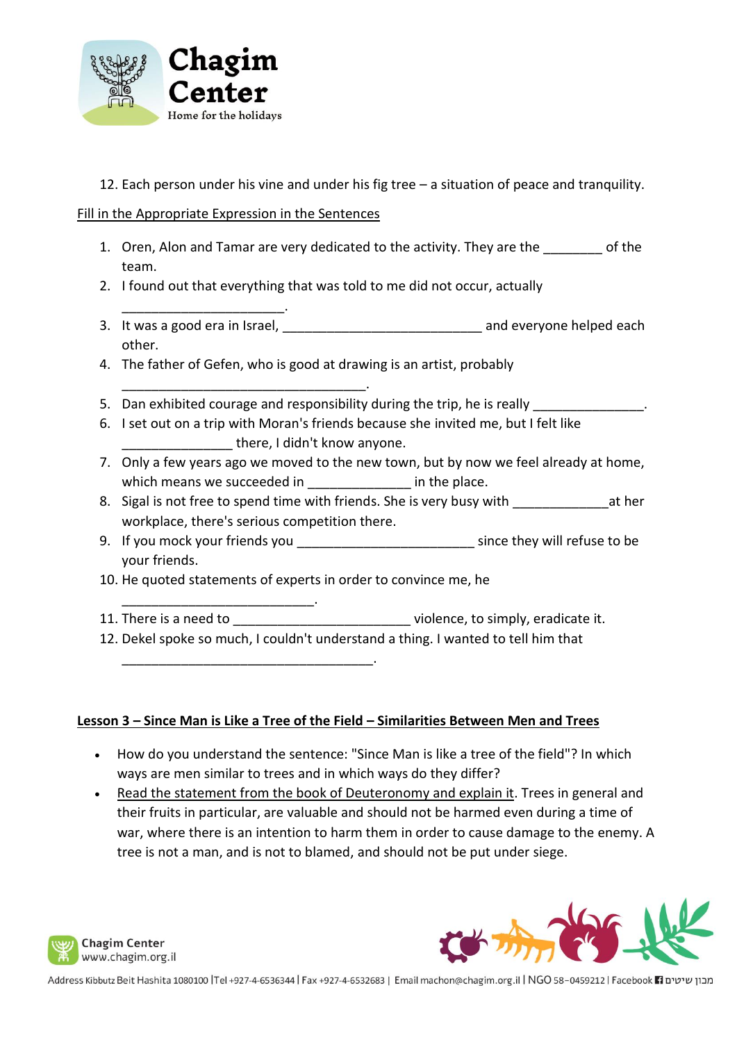12. Each person under his vine and under his fig tree – a situation of peace and tranquility.

Fill in the Appropriate Expression in the Sentences

1. Oren, Alon and Tamar are very dedicated to the activity. They are the ________ of the team.
2. I found out that everything that was told to me did not occur, actually ______________________.
3. It was a good era in Israel, ___________________________ and everyone helped each other.
4. The father of Gefen, who is good at drawing is an artist, probably _________________________________.
5. Dan exhibited courage and responsibility during the trip, he is really _______________.
6. I set out on a trip with Moran's friends because she invited me, but I felt like _______________ there, I didn't know anyone.
7. Only a few years ago we moved to the new town, but by now we feel already at home, which means we succeeded in ______________ in the place.
8. Sigal is not free to spend time with friends. She is very busy with _____________at her workplace, there's serious competition there.
9. If you mock your friends you ________________________ since they will refuse to be your friends.
10. He quoted statements of experts in order to convince me, he __________________________.
11. There is a need to ________________________ violence, to simply, eradicate it.
12. Dekel spoke so much, I couldn't understand a thing. I wanted to tell him that __________________________________.

**Lesson 3 – Since Man is Like a Tree of the Field – Similarities Between Men and Trees**

- How do you understand the sentence: "Since Man is like a tree of the field"? In which ways are men similar to trees and in which ways do they differ?
- Read the statement from the book of Deuteronomy and explain it. Trees in general and their fruits in particular, are valuable and should not be harmed even during a time of war, where there is an intention to harm them in order to cause damage to the enemy. A tree is not a man, and is not to blamed, and should not be put under siege.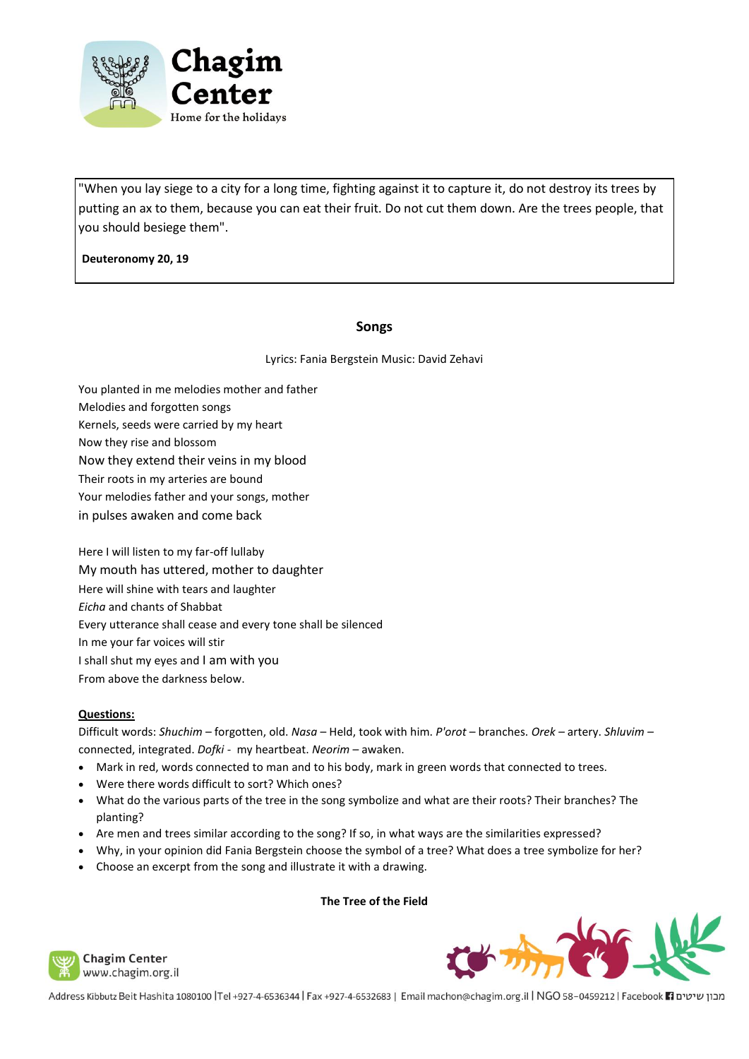> "When you lay siege to a city for a long time, fighting against it to capture it, do not destroy its trees by putting an ax to them, because you can eat their fruit. Do not cut them down. Are the trees people, that you should besiege them".
>
> **Deuteronomy 20, 19**

## Songs

Lyrics: Fania Bergstein Music: David Zehavi

You planted in me melodies mother and father
Melodies and forgotten songs
Kernels, seeds were carried by my heart
Now they rise and blossom
Now they extend their veins in my blood
Their roots in my arteries are bound
Your melodies father and your songs, mother
in pulses awaken and come back

Here I will listen to my far-off lullaby
My mouth has uttered, mother to daughter
Here will shine with tears and laughter
*Eicha* and chants of Shabbat
Every utterance shall cease and every tone shall be silenced
In me your far voices will stir
I shall shut my eyes and I am with you
From above the darkness below.

**Questions:**

Difficult words: *Shuchim* – forgotten, old. *Nasa* – Held, took with him. *P'orot* – branches. *Orek* – artery. *Shluvim* – connected, integrated. *Dofki* - my heartbeat. *Neorim* – awaken.

- Mark in red, words connected to man and to his body, mark in green words that connected to trees.
- Were there words difficult to sort? Which ones?
- What do the various parts of the tree in the song symbolize and what are their roots? Their branches? The planting?
- Are men and trees similar according to the song? If so, in what ways are the similarities expressed?
- Why, in your opinion did Fania Bergstein choose the symbol of a tree? What does a tree symbolize for her?
- Choose an excerpt from the song and illustrate it with a drawing.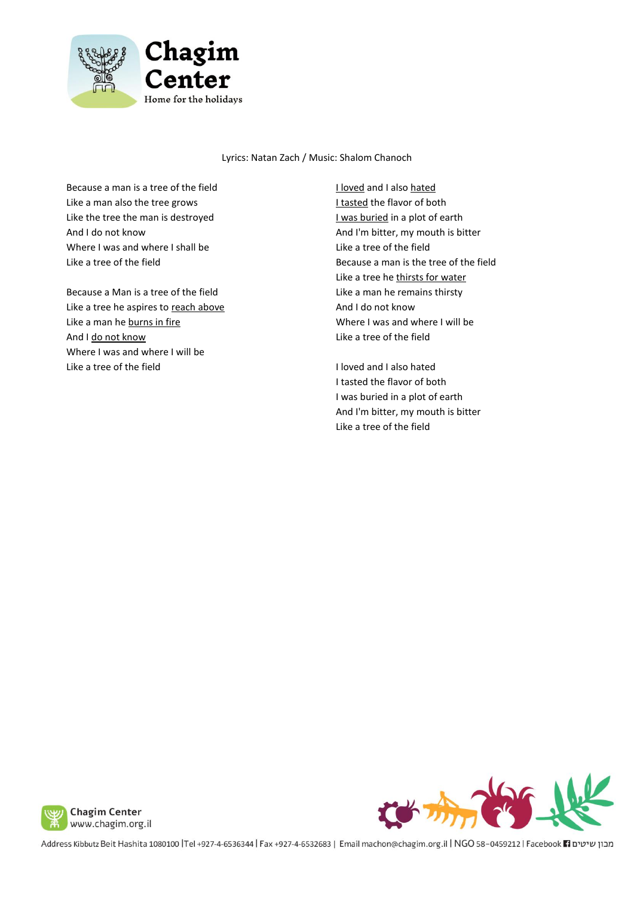Lyrics: Natan Zach / Music: Shalom Chanoch

Because a man is a tree of the field
Like a man also the tree grows
Like the tree the man is destroyed
And I do not know
Where I was and where I shall be
Like a tree of the field

Because a Man is a tree of the field
Like a tree he aspires to <u>reach above</u>
Like a man he <u>burns in fire</u>
And I <u>do not know</u>
Where I was and where I will be
Like a tree of the field

<u>I loved</u> and I also <u>hated</u>
<u>I tasted</u> the flavor of both
<u>I was buried</u> in a plot of earth
And I'm bitter, my mouth is bitter
Like a tree of the field
Because a man is the tree of the field
Like a tree he <u>thirsts for water</u>
Like a man he remains thirsty
And I do not know
Where I was and where I will be
Like a tree of the field

I loved and I also hated
I tasted the flavor of both
I was buried in a plot of earth
And I'm bitter, my mouth is bitter
Like a tree of the field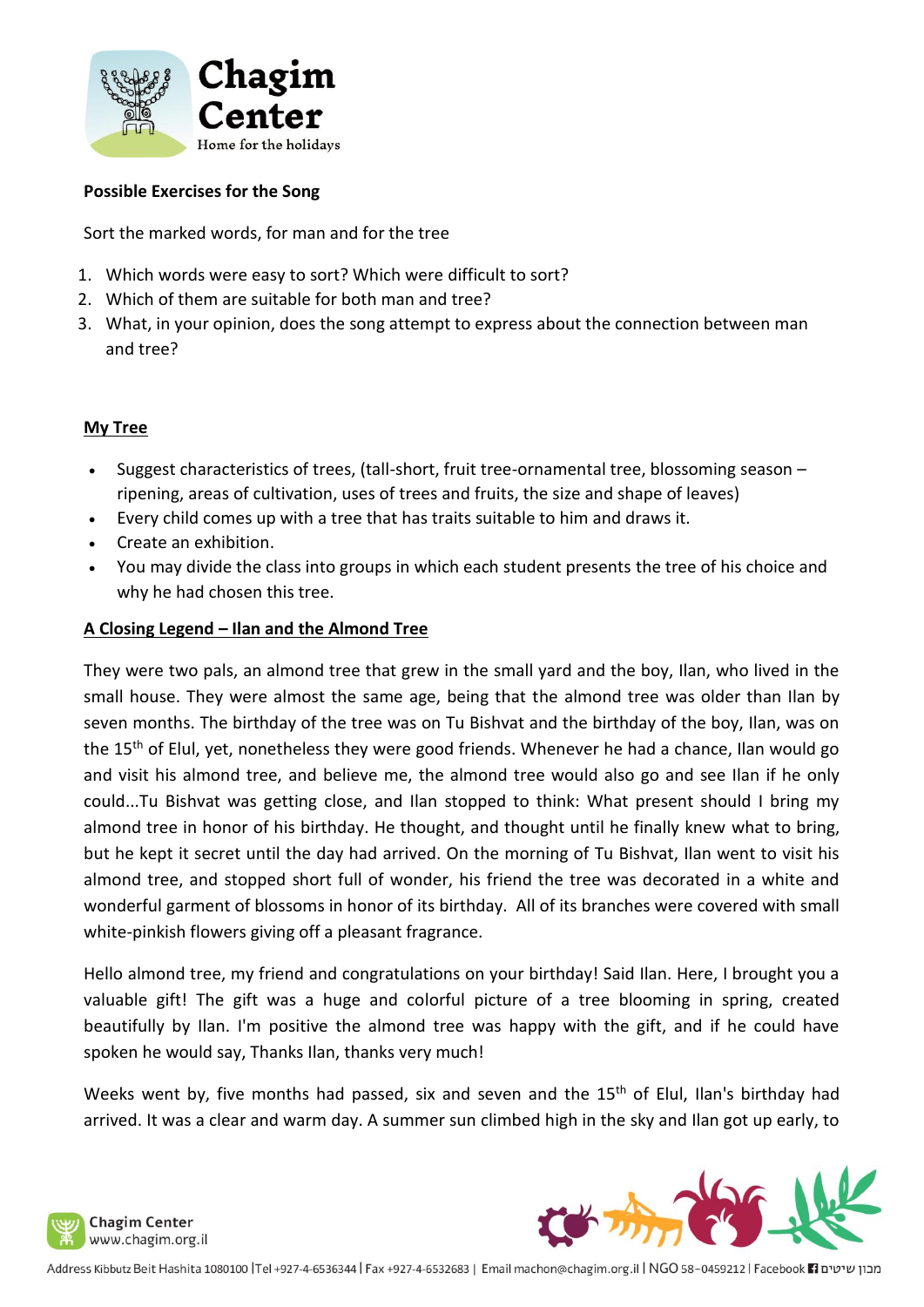**Possible Exercises for the Song**

Sort the marked words, for man and for the tree

1. Which words were easy to sort? Which were difficult to sort?
2. Which of them are suitable for both man and tree?
3. What, in your opinion, does the song attempt to express about the connection between man and tree?

**My Tree**

- Suggest characteristics of trees, (tall-short, fruit tree-ornamental tree, blossoming season – ripening, areas of cultivation, uses of trees and fruits, the size and shape of leaves)
- Every child comes up with a tree that has traits suitable to him and draws it.
- Create an exhibition.
- You may divide the class into groups in which each student presents the tree of his choice and why he had chosen this tree.

**A Closing Legend – Ilan and the Almond Tree**

They were two pals, an almond tree that grew in the small yard and the boy, Ilan, who lived in the small house. They were almost the same age, being that the almond tree was older than Ilan by seven months. The birthday of the tree was on Tu Bishvat and the birthday of the boy, Ilan, was on the 15th of Elul, yet, nonetheless they were good friends. Whenever he had a chance, Ilan would go and visit his almond tree, and believe me, the almond tree would also go and see Ilan if he only could...Tu Bishvat was getting close, and Ilan stopped to think: What present should I bring my almond tree in honor of his birthday. He thought, and thought until he finally knew what to bring, but he kept it secret until the day had arrived. On the morning of Tu Bishvat, Ilan went to visit his almond tree, and stopped short full of wonder, his friend the tree was decorated in a white and wonderful garment of blossoms in honor of its birthday. All of its branches were covered with small white-pinkish flowers giving off a pleasant fragrance.

Hello almond tree, my friend and congratulations on your birthday! Said Ilan. Here, I brought you a valuable gift! The gift was a huge and colorful picture of a tree blooming in spring, created beautifully by Ilan. I'm positive the almond tree was happy with the gift, and if he could have spoken he would say, Thanks Ilan, thanks very much!

Weeks went by, five months had passed, six and seven and the 15th of Elul, Ilan's birthday had arrived. It was a clear and warm day. A summer sun climbed high in the sky and Ilan got up early, to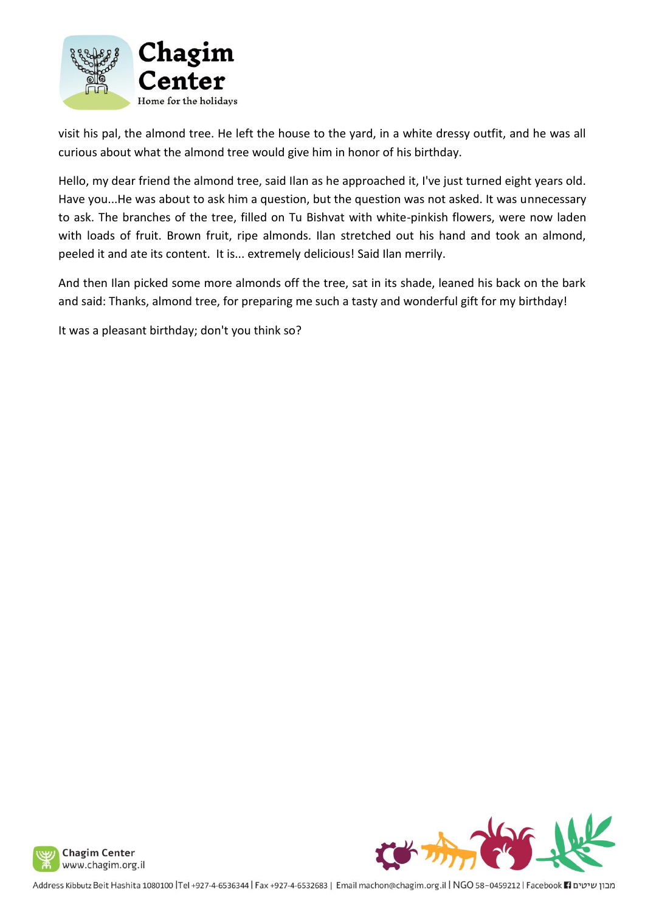visit his pal, the almond tree. He left the house to the yard, in a white dressy outfit, and he was all curious about what the almond tree would give him in honor of his birthday.

Hello, my dear friend the almond tree, said Ilan as he approached it, I've just turned eight years old. Have you...He was about to ask him a question, but the question was not asked. It was unnecessary to ask. The branches of the tree, filled on Tu Bishvat with white-pinkish flowers, were now laden with loads of fruit. Brown fruit, ripe almonds. Ilan stretched out his hand and took an almond, peeled it and ate its content. It is... extremely delicious! Said Ilan merrily.

And then Ilan picked some more almonds off the tree, sat in its shade, leaned his back on the bark and said: Thanks, almond tree, for preparing me such a tasty and wonderful gift for my birthday!

It was a pleasant birthday; don't you think so?